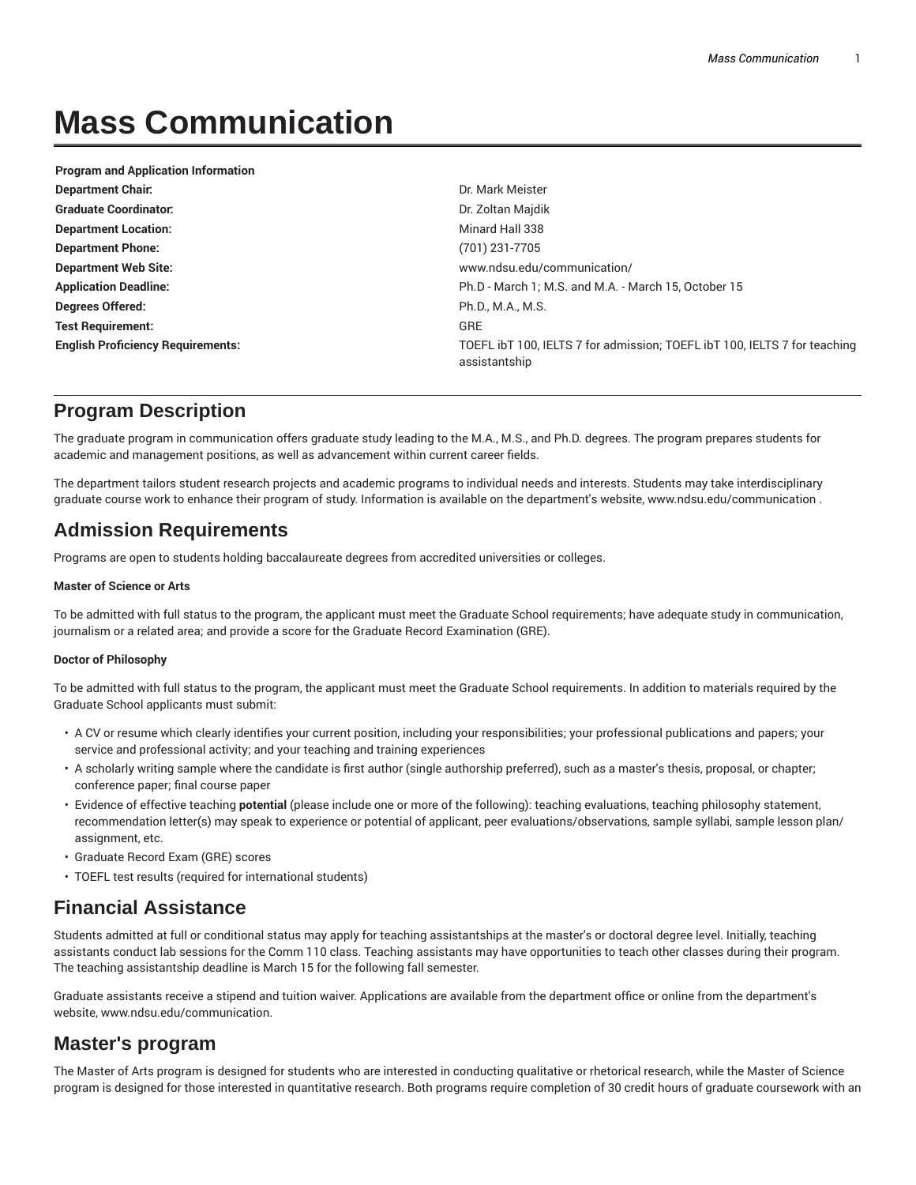# Mass Communication

| Program and Application Information | |
| --- | --- |
| **Department Chair:** | Dr. Mark Meister |
| **Graduate Coordinator:** | Dr. Zoltan Majdik |
| **Department Location:** | Minard Hall 338 |
| **Department Phone:** | (701) 231-7705 |
| **Department Web Site:** | www.ndsu.edu/communication/ |
| **Application Deadline:** | Ph.D - March 1; M.S. and M.A. - March 15, October 15 |
| **Degrees Offered:** | Ph.D., M.A., M.S. |
| **Test Requirement:** | GRE |
| **English Proficiency Requirements:** | TOEFL ibT 100, IELTS 7 for admission; TOEFL ibT 100, IELTS 7 for teaching assistantship |

## Program Description

The graduate program in communication offers graduate study leading to the M.A., M.S., and Ph.D. degrees. The program prepares students for academic and management positions, as well as advancement within current career fields.

The department tailors student research projects and academic programs to individual needs and interests. Students may take interdisciplinary graduate course work to enhance their program of study. Information is available on the department's website, www.ndsu.edu/communication .

## Admission Requirements

Programs are open to students holding baccalaureate degrees from accredited universities or colleges.

#### Master of Science or Arts

To be admitted with full status to the program, the applicant must meet the Graduate School requirements; have adequate study in communication, journalism or a related area; and provide a score for the Graduate Record Examination (GRE).

#### Doctor of Philosophy

To be admitted with full status to the program, the applicant must meet the Graduate School requirements. In addition to materials required by the Graduate School applicants must submit:

- A CV or resume which clearly identifies your current position, including your responsibilities; your professional publications and papers; your service and professional activity; and your teaching and training experiences
- A scholarly writing sample where the candidate is first author (single authorship preferred), such as a master's thesis, proposal, or chapter; conference paper; final course paper
- Evidence of effective teaching **potential** (please include one or more of the following): teaching evaluations, teaching philosophy statement, recommendation letter(s) may speak to experience or potential of applicant, peer evaluations/observations, sample syllabi, sample lesson plan/assignment, etc.
- Graduate Record Exam (GRE) scores
- TOEFL test results (required for international students)

## Financial Assistance

Students admitted at full or conditional status may apply for teaching assistantships at the master's or doctoral degree level. Initially, teaching assistants conduct lab sessions for the Comm 110 class. Teaching assistants may have opportunities to teach other classes during their program. The teaching assistantship deadline is March 15 for the following fall semester.

Graduate assistants receive a stipend and tuition waiver. Applications are available from the department office or online from the department's website, www.ndsu.edu/communication.

## Master's program

The Master of Arts program is designed for students who are interested in conducting qualitative or rhetorical research, while the Master of Science program is designed for those interested in quantitative research. Both programs require completion of 30 credit hours of graduate coursework with an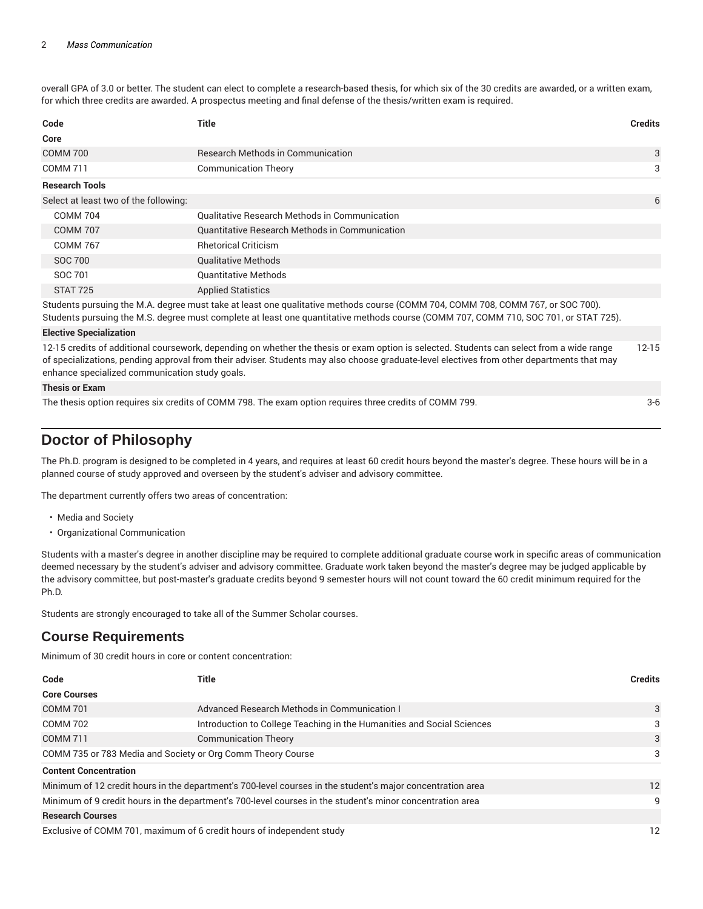overall GPA of 3.0 or better. The student can elect to complete a research-based thesis, for which six of the 30 credits are awarded, or a written exam, for which three credits are awarded. A prospectus meeting and final defense of the thesis/written exam is required.

| Code | Title | Credits |
|---|---|---|
| **Core** | | |
| COMM 700 | Research Methods in Communication | 3 |
| COMM 711 | Communication Theory | 3 |
| **Research Tools** | | |
| Select at least two of the following: | | 6 |
| COMM 704 | Qualitative Research Methods in Communication | |
| COMM 707 | Quantitative Research Methods in Communication | |
| COMM 767 | Rhetorical Criticism | |
| SOC 700 | Qualitative Methods | |
| SOC 701 | Quantitative Methods | |
| STAT 725 | Applied Statistics | |
| Students pursuing the M.A. degree must take at least one qualitative methods course (COMM 704, COMM 708, COMM 767, or SOC 700). Students pursuing the M.S. degree must complete at least one quantitative methods course (COMM 707, COMM 710, SOC 701, or STAT 725). | | |
| **Elective Specialization** | | |
| 12-15 credits of additional coursework, depending on whether the thesis or exam option is selected. Students can select from a wide range of specializations, pending approval from their adviser. Students may also choose graduate-level electives from other departments that may enhance specialized communication study goals. | | 12-15 |
| **Thesis or Exam** | | |
| The thesis option requires six credits of COMM 798. The exam option requires three credits of COMM 799. | | 3-6 |

# Doctor of Philosophy

The Ph.D. program is designed to be completed in 4 years, and requires at least 60 credit hours beyond the master's degree. These hours will be in a planned course of study approved and overseen by the student's adviser and advisory committee.

The department currently offers two areas of concentration:

- Media and Society
- Organizational Communication

Students with a master's degree in another discipline may be required to complete additional graduate course work in specific areas of communication deemed necessary by the student's adviser and advisory committee. Graduate work taken beyond the master's degree may be judged applicable by the advisory committee, but post-master's graduate credits beyond 9 semester hours will not count toward the 60 credit minimum required for the Ph.D.

Students are strongly encouraged to take all of the Summer Scholar courses.

## Course Requirements

Minimum of 30 credit hours in core or content concentration:

| Code | Title | Credits |
|---|---|---|
| **Core Courses** | | |
| COMM 701 | Advanced Research Methods in Communication I | 3 |
| COMM 702 | Introduction to College Teaching in the Humanities and Social Sciences | 3 |
| COMM 711 | Communication Theory | 3 |
| COMM 735 or 783 Media and Society or Org Comm Theory Course | | 3 |
| **Content Concentration** | | |
| Minimum of 12 credit hours in the department's 700-level courses in the student's major concentration area | | 12 |
| Minimum of 9 credit hours in the department's 700-level courses in the student's minor concentration area | | 9 |
| **Research Courses** | | |
| Exclusive of COMM 701, maximum of 6 credit hours of independent study | | 12 |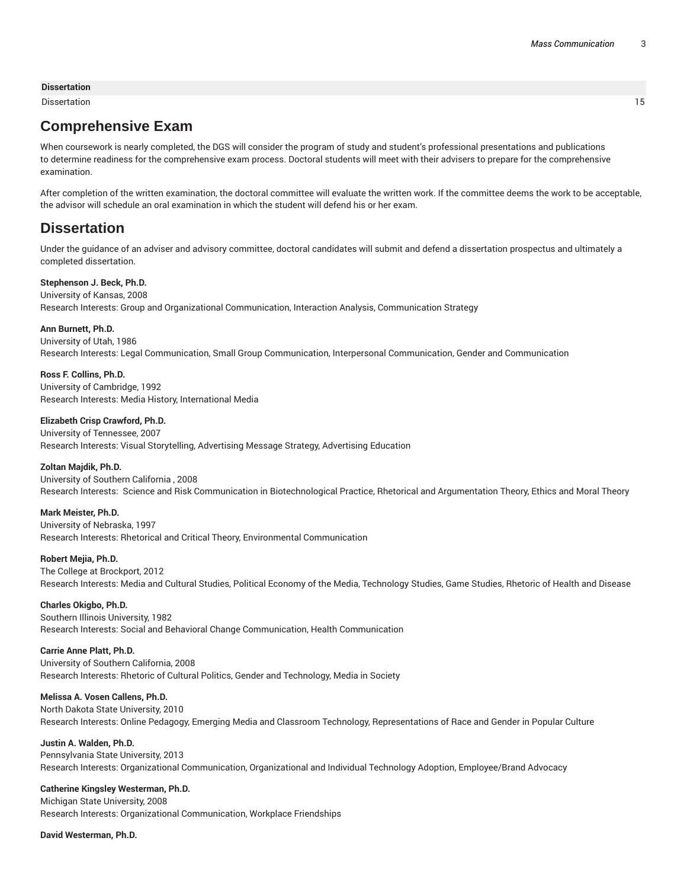| Dissertation | |
| --- | --- |
| Dissertation | 15 |

## Comprehensive Exam

When coursework is nearly completed, the DGS will consider the program of study and student's professional presentations and publications to determine readiness for the comprehensive exam process. Doctoral students will meet with their advisers to prepare for the comprehensive examination.

After completion of the written examination, the doctoral committee will evaluate the written work. If the committee deems the work to be acceptable, the advisor will schedule an oral examination in which the student will defend his or her exam.

## Dissertation

Under the guidance of an adviser and advisory committee, doctoral candidates will submit and defend a dissertation prospectus and ultimately a completed dissertation.

**Stephenson J. Beck, Ph.D.**
University of Kansas, 2008
Research Interests: Group and Organizational Communication, Interaction Analysis, Communication Strategy

**Ann Burnett, Ph.D.**
University of Utah, 1986
Research Interests: Legal Communication, Small Group Communication, Interpersonal Communication, Gender and Communication

**Ross F. Collins, Ph.D.**
University of Cambridge, 1992
Research Interests: Media History, International Media

**Elizabeth Crisp Crawford, Ph.D.**
University of Tennessee, 2007
Research Interests: Visual Storytelling, Advertising Message Strategy, Advertising Education

**Zoltan Majdik, Ph.D.**
University of Southern California , 2008
Research Interests: Science and Risk Communication in Biotechnological Practice, Rhetorical and Argumentation Theory, Ethics and Moral Theory

**Mark Meister, Ph.D.**
University of Nebraska, 1997
Research Interests: Rhetorical and Critical Theory, Environmental Communication

**Robert Mejia, Ph.D.**
The College at Brockport, 2012
Research Interests: Media and Cultural Studies, Political Economy of the Media, Technology Studies, Game Studies, Rhetoric of Health and Disease

**Charles Okigbo, Ph.D.**
Southern Illinois University, 1982
Research Interests: Social and Behavioral Change Communication, Health Communication

**Carrie Anne Platt, Ph.D.**
University of Southern California, 2008
Research Interests: Rhetoric of Cultural Politics, Gender and Technology, Media in Society

**Melissa A. Vosen Callens, Ph.D.**
North Dakota State University, 2010
Research Interests: Online Pedagogy, Emerging Media and Classroom Technology, Representations of Race and Gender in Popular Culture

**Justin A. Walden, Ph.D.**
Pennsylvania State University, 2013
Research Interests: Organizational Communication, Organizational and Individual Technology Adoption, Employee/Brand Advocacy

**Catherine Kingsley Westerman, Ph.D.**
Michigan State University, 2008
Research Interests: Organizational Communication, Workplace Friendships

**David Westerman, Ph.D.**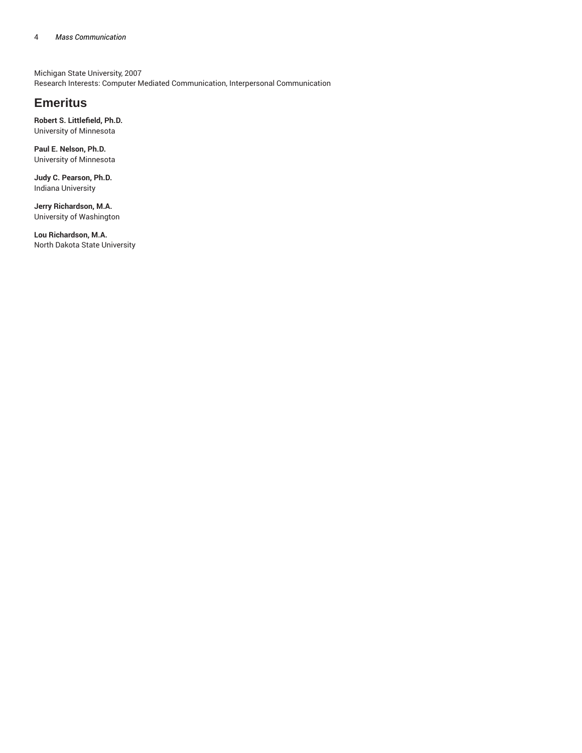Michigan State University, 2007
Research Interests: Computer Mediated Communication, Interpersonal Communication

## Emeritus

**Robert S. Littlefield, Ph.D.**
University of Minnesota

**Paul E. Nelson, Ph.D.**
University of Minnesota

**Judy C. Pearson, Ph.D.**
Indiana University

**Jerry Richardson, M.A.**
University of Washington

**Lou Richardson, M.A.**
North Dakota State University